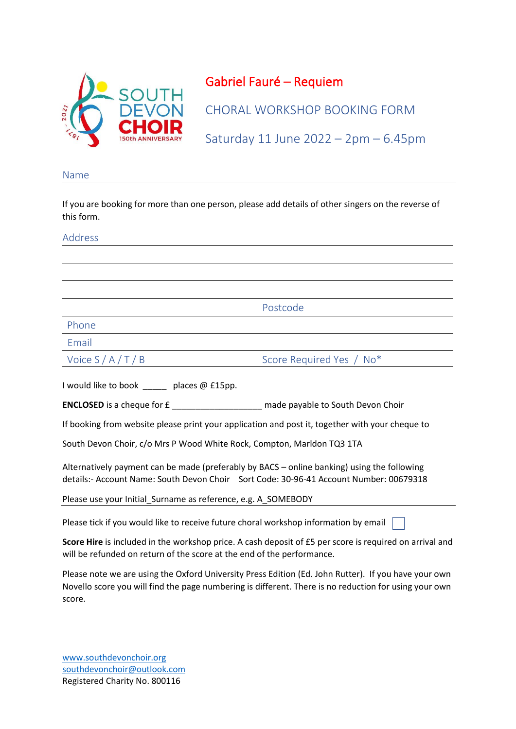SOUTH DEVON CHOIR
1871 - 2021
150th ANNIVERSARY

# Gabriel Fauré – Requiem

## CHORAL WORKSHOP BOOKING FORM

## Saturday 11 June 2022 – 2pm – 6.45pm

Name

If you are booking for more than one person, please add details of other singers on the reverse of this form.

Address

Postcode

Phone

Email

Voice S / A / T / B                                        Score Required Yes / No*

I would like to book _____ places @ £15pp.

**ENCLOSED** is a cheque for £ ___________________ made payable to South Devon Choir

If booking from website please print your application and post it, together with your cheque to

South Devon Choir, c/o Mrs P Wood White Rock, Compton, Marldon TQ3 1TA

Alternatively payment can be made (preferably by BACS – online banking) using the following details:- Account Name: South Devon Choir   Sort Code: 30-96-41 Account Number: 00679318

Please use your Initial_Surname as reference, e.g. A_SOMEBODY

Please tick if you would like to receive future choral workshop information by email ☐

**Score Hire** is included in the workshop price. A cash deposit of £5 per score is required on arrival and will be refunded on return of the score at the end of the performance.

Please note we are using the Oxford University Press Edition (Ed. John Rutter). If you have your own Novello score you will find the page numbering is different. There is no reduction for using your own score.

www.southdevonchoir.org
southdevonchoir@outlook.com
Registered Charity No. 800116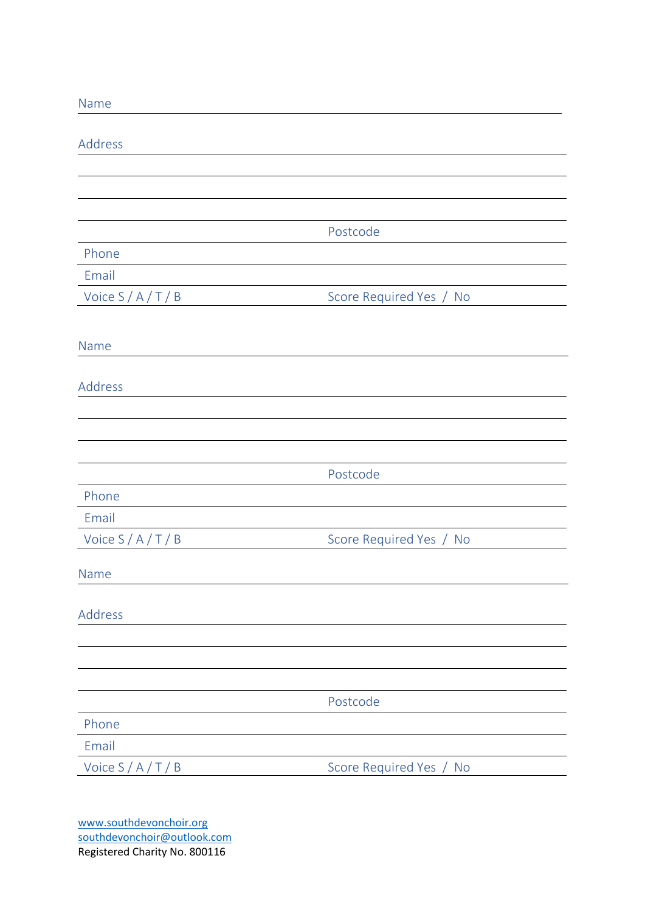Name

Address

Postcode

Phone

Email

Voice S / A / T / B Score Required Yes / No

Name

Address

Postcode

Phone

Email

Voice S / A / T / B Score Required Yes / No

Name

Address

Postcode

Phone

Email

Voice S / A / T / B Score Required Yes / No

www.southdevonchoir.org
southdevonchoir@outlook.com
Registered Charity No. 800116